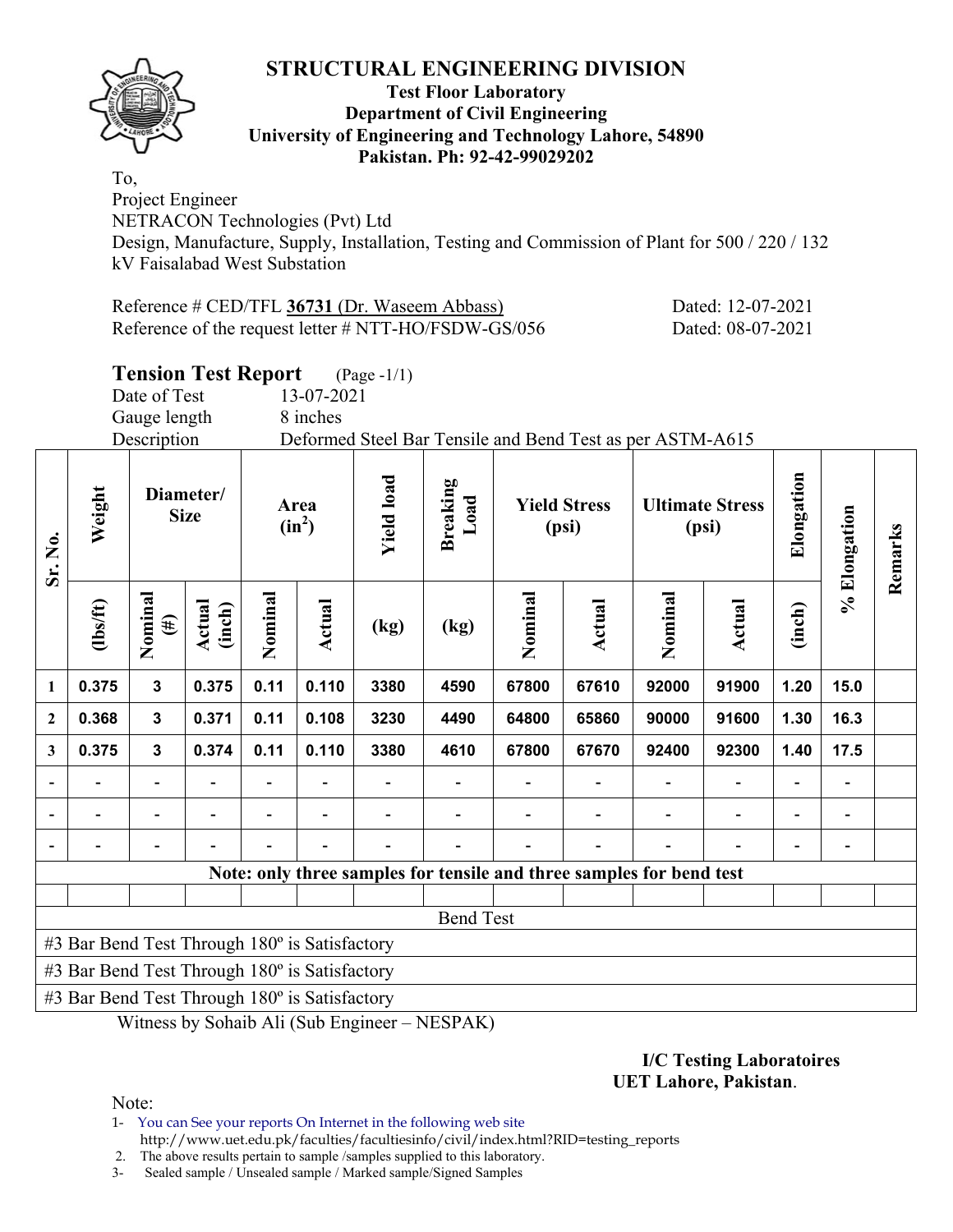# STRUCTURAL ENGINEERING DIVISION

**Test Floor Laboratory**
**Department of Civil Engineering**
**University of Engineering and Technology Lahore, 54890**
**Pakistan. Ph: 92-42-99029202**

To,
Project Engineer
NETRACON Technologies (Pvt) Ltd
Design, Manufacture, Supply, Installation, Testing and Commission of Plant for 500 / 220 / 132 kV Faisalabad West Substation

Reference # CED/TFL **36731** (Dr. Waseem Abbass) Dated: 12-07-2021
Reference of the request letter # NTT-HO/FSDW-GS/056 Dated: 08-07-2021

## Tension Test Report (Page -1/1)

Date of Test 13-07-2021
Gauge length 8 inches
Description Deformed Steel Bar Tensile and Bend Test as per ASTM-A615

| Sr. No. | Weight | Diameter/ Size | | Area ($in^2$) | | Yield load | Breaking Load | Yield Stress (psi) | | Ultimate Stress (psi) | | Elongation | % Elongation | Remarks |
|---|---|---|---|---|---|---|---|---|---|---|---|---|---|---|
| | (lbs/ft) | Nominal (#) | Actual (inch) | Nominal | Actual | (kg) | (kg) | Nominal | Actual | Nominal | Actual | (inch) | | |
| 1 | 0.375 | 3 | 0.375 | 0.11 | 0.110 | 3380 | 4590 | 67800 | 67610 | 92000 | 91900 | 1.20 | 15.0 | |
| 2 | 0.368 | 3 | 0.371 | 0.11 | 0.108 | 3230 | 4490 | 64800 | 65860 | 90000 | 91600 | 1.30 | 16.3 | |
| 3 | 0.375 | 3 | 0.374 | 0.11 | 0.110 | 3380 | 4610 | 67800 | 67670 | 92400 | 92300 | 1.40 | 17.5 | |
| - | - | - | - | - | - | - | - | - | - | - | - | - | - | |
| - | - | - | - | - | - | - | - | - | - | - | - | - | - | |
| - | - | - | - | - | - | - | - | - | - | - | - | - | - | |

**Note: only three samples for tensile and three samples for bend test**

Bend Test

#3 Bar Bend Test Through 180º is Satisfactory
#3 Bar Bend Test Through 180º is Satisfactory
#3 Bar Bend Test Through 180º is Satisfactory

Witness by Sohaib Ali (Sub Engineer – NESPAK)

**I/C Testing Laboratoires**
**UET Lahore, Pakistan**.

Note:
1- You can See your reports On Internet in the following web site
http://www.uet.edu.pk/faculties/facultiesinfo/civil/index.html?RID=testing_reports
2. The above results pertain to sample /samples supplied to this laboratory.
3- Sealed sample / Unsealed sample / Marked sample/Signed Samples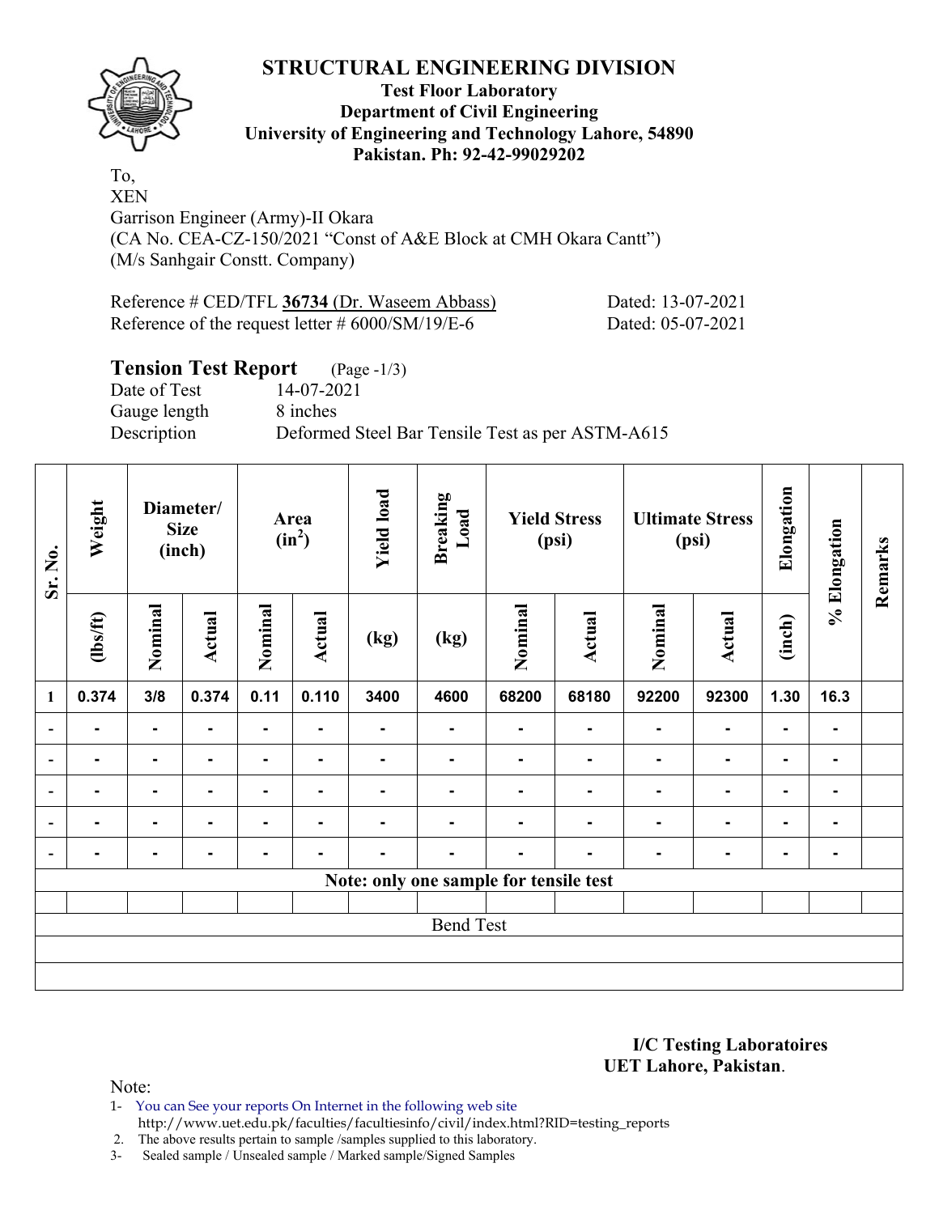# STRUCTURAL ENGINEERING DIVISION

**Test Floor Laboratory**
**Department of Civil Engineering**
**University of Engineering and Technology Lahore, 54890**
**Pakistan. Ph: 92-42-99029202**

To,
XEN
Garrison Engineer (Army)-II Okara
(CA No. CEA-CZ-150/2021 "Const of A&E Block at CMH Okara Cantt")
(M/s Sanhgair Constt. Company)

Reference # CED/TFL **36734** (Dr. Waseem Abbass) Dated: 13-07-2021
Reference of the request letter # 6000/SM/19/E-6 Dated: 05-07-2021

## Tension Test Report (Page -1/3)

Date of Test 14-07-2021
Gauge length 8 inches
Description Deformed Steel Bar Tensile Test as per ASTM-A615

| Sr. No. | Weight | Diameter/ Size (inch) | | Area ($in^2$) | | Yield load | Breaking Load | Yield Stress (psi) | | Ultimate Stress (psi) | | Elongation | % Elongation | Remarks |
|---|---|---|---|---|---|---|---|---|---|---|---|---|---|---|
| | (lbs/ft) | Nominal | Actual | Nominal | Actual | (kg) | (kg) | Nominal | Actual | Nominal | Actual | (inch) | | |
| 1 | 0.374 | 3/8 | 0.374 | 0.11 | 0.110 | 3400 | 4600 | 68200 | 68180 | 92200 | 92300 | 1.30 | 16.3 | |
| - | - | - | - | - | - | - | - | - | - | - | - | - | - | |
| - | - | - | - | - | - | - | - | - | - | - | - | - | - | |
| - | - | - | - | - | - | - | - | - | - | - | - | - | - | |
| - | - | - | - | - | - | - | - | - | - | - | - | - | - | |
| - | - | - | - | - | - | - | - | - | - | - | - | - | - | |
| Note: only one sample for tensile test | | | | | | | | | | | | | | |
| | | | | | | | | | | | | | | |
| Bend Test | | | | | | | | | | | | | | |

**I/C Testing Laboratoires**
**UET Lahore, Pakistan**.

Note:
1- You can See your reports On Internet in the following web site
http://www.uet.edu.pk/faculties/facultiesinfo/civil/index.html?RID=testing_reports
2. The above results pertain to sample /samples supplied to this laboratory.
3- Sealed sample / Unsealed sample / Marked sample/Signed Samples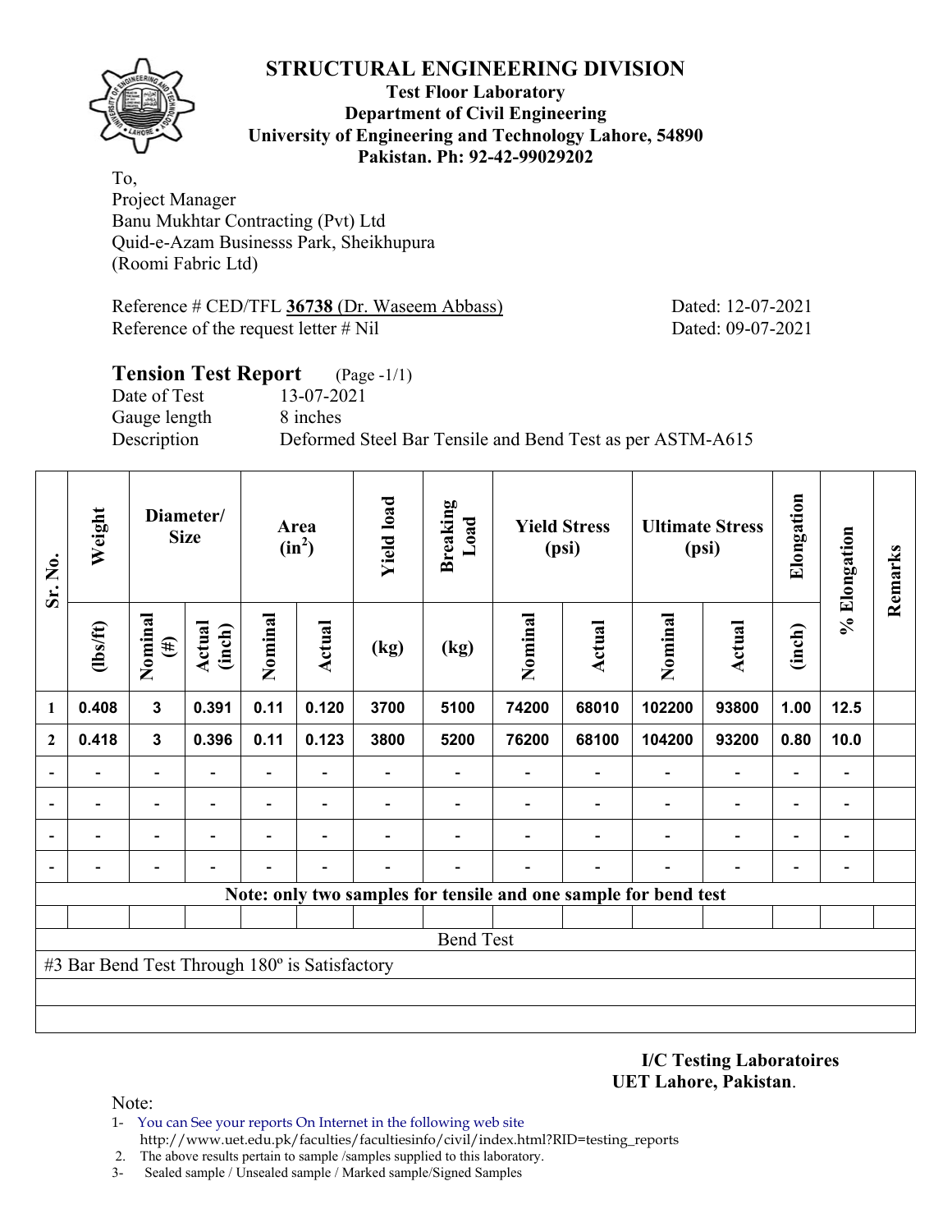# STRUCTURAL ENGINEERING DIVISION

**Test Floor Laboratory**
**Department of Civil Engineering**
**University of Engineering and Technology Lahore, 54890**
**Pakistan. Ph: 92-42-99029202**

To,
Project Manager
Banu Mukhtar Contracting (Pvt) Ltd
Quid-e-Azam Businesss Park, Sheikhupura
(Roomi Fabric Ltd)

Reference # CED/TFL **36738** (Dr. Waseem Abbass) Dated: 12-07-2021
Reference of the request letter # Nil Dated: 09-07-2021

## Tension Test Report (Page -1/1)

Date of Test 13-07-2021
Gauge length 8 inches
Description Deformed Steel Bar Tensile and Bend Test as per ASTM-A615

| Sr. No. | Weight | Diameter/ Size | | Area ($in^2$) | | Yield load | Breaking Load | Yield Stress (psi) | | Ultimate Stress (psi) | | Elongation | % Elongation | Remarks |
|---|---|---|---|---|---|---|---|---|---|---|---|---|---|---|
| | (lbs/ft) | Nominal (#) | Actual (inch) | Nominal | Actual | (kg) | (kg) | Nominal | Actual | Nominal | Actual | (inch) | | |
| 1 | 0.408 | 3 | 0.391 | 0.11 | 0.120 | 3700 | 5100 | 74200 | 68010 | 102200 | 93800 | 1.00 | 12.5 | |
| 2 | 0.418 | 3 | 0.396 | 0.11 | 0.123 | 3800 | 5200 | 76200 | 68100 | 104200 | 93200 | 0.80 | 10.0 | |
| - | - | - | - | - | - | - | - | - | - | - | - | - | - | |
| - | - | - | - | - | - | - | - | - | - | - | - | - | - | |
| - | - | - | - | - | - | - | - | - | - | - | - | - | - | |
| - | - | - | - | - | - | - | - | - | - | - | - | - | - | |
| Note: only two samples for tensile and one sample for bend test | | | | | | | | | | | | | | |
| | | | | | | | | | | | | | | |
| Bend Test | | | | | | | | | | | | | | |
| #3 Bar Bend Test Through 180º is Satisfactory | | | | | | | | | | | | | | |

**I/C Testing Laboratoires**
**UET Lahore, Pakistan**.

Note:
1- You can See your reports On Internet in the following web site
http://www.uet.edu.pk/faculties/facultiesinfo/civil/index.html?RID=testing_reports
2. The above results pertain to sample /samples supplied to this laboratory.
3- Sealed sample / Unsealed sample / Marked sample/Signed Samples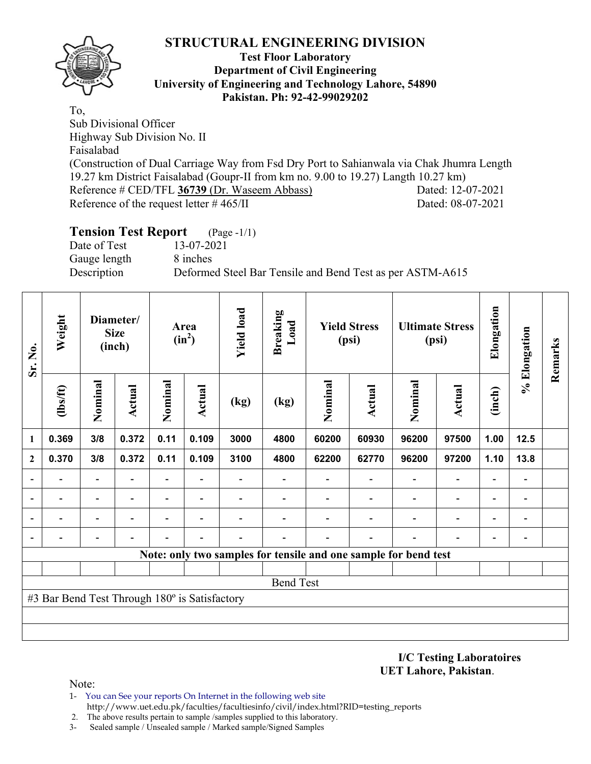# STRUCTURAL ENGINEERING DIVISION

**Test Floor Laboratory**
**Department of Civil Engineering**
**University of Engineering and Technology Lahore, 54890**
**Pakistan. Ph: 92-42-99029202**

To,
Sub Divisional Officer
Highway Sub Division No. II
Faisalabad
(Construction of Dual Carriage Way from Fsd Dry Port to Sahianwala via Chak Jhumra Length 19.27 km District Faisalabad (Goupr-II from km no. 9.00 to 19.27) Langth 10.27 km)
Reference # CED/TFL **36739** (Dr. Waseem Abbass) Dated: 12-07-2021
Reference of the request letter # 465/II Dated: 08-07-2021

## Tension Test Report (Page -1/1)

Date of Test 13-07-2021
Gauge length 8 inches
Description Deformed Steel Bar Tensile and Bend Test as per ASTM-A615

| Sr. No. | Weight | Diameter/ Size (inch) | | Area ($in^2$) | | Yield load | Breaking Load | Yield Stress (psi) | | Ultimate Stress (psi) | | Elongation | % Elongation | Remarks |
|---|---|---|---|---|---|---|---|---|---|---|---|---|---|---|
| | (lbs/ft) | Nominal | Actual | Nominal | Actual | (kg) | (kg) | Nominal | Actual | Nominal | Actual | (inch) | | |
| 1 | 0.369 | 3/8 | 0.372 | 0.11 | 0.109 | 3000 | 4800 | 60200 | 60930 | 96200 | 97500 | 1.00 | 12.5 | |
| 2 | 0.370 | 3/8 | 0.372 | 0.11 | 0.109 | 3100 | 4800 | 62200 | 62770 | 96200 | 97200 | 1.10 | 13.8 | |
| - | - | - | - | - | - | - | - | - | - | - | - | - | - | |
| - | - | - | - | - | - | - | - | - | - | - | - | - | - | |
| - | - | - | - | - | - | - | - | - | - | - | - | - | - | |
| - | - | - | - | - | - | - | - | - | - | - | - | - | - | |

**Note: only two samples for tensile and one sample for bend test**

Bend Test

#3 Bar Bend Test Through 180º is Satisfactory

**I/C Testing Laboratoires**
**UET Lahore, Pakistan**.

Note:
1- You can See your reports On Internet in the following web site
http://www.uet.edu.pk/faculties/facultiesinfo/civil/index.html?RID=testing_reports
2. The above results pertain to sample /samples supplied to this laboratory.
3- Sealed sample / Unsealed sample / Marked sample/Signed Samples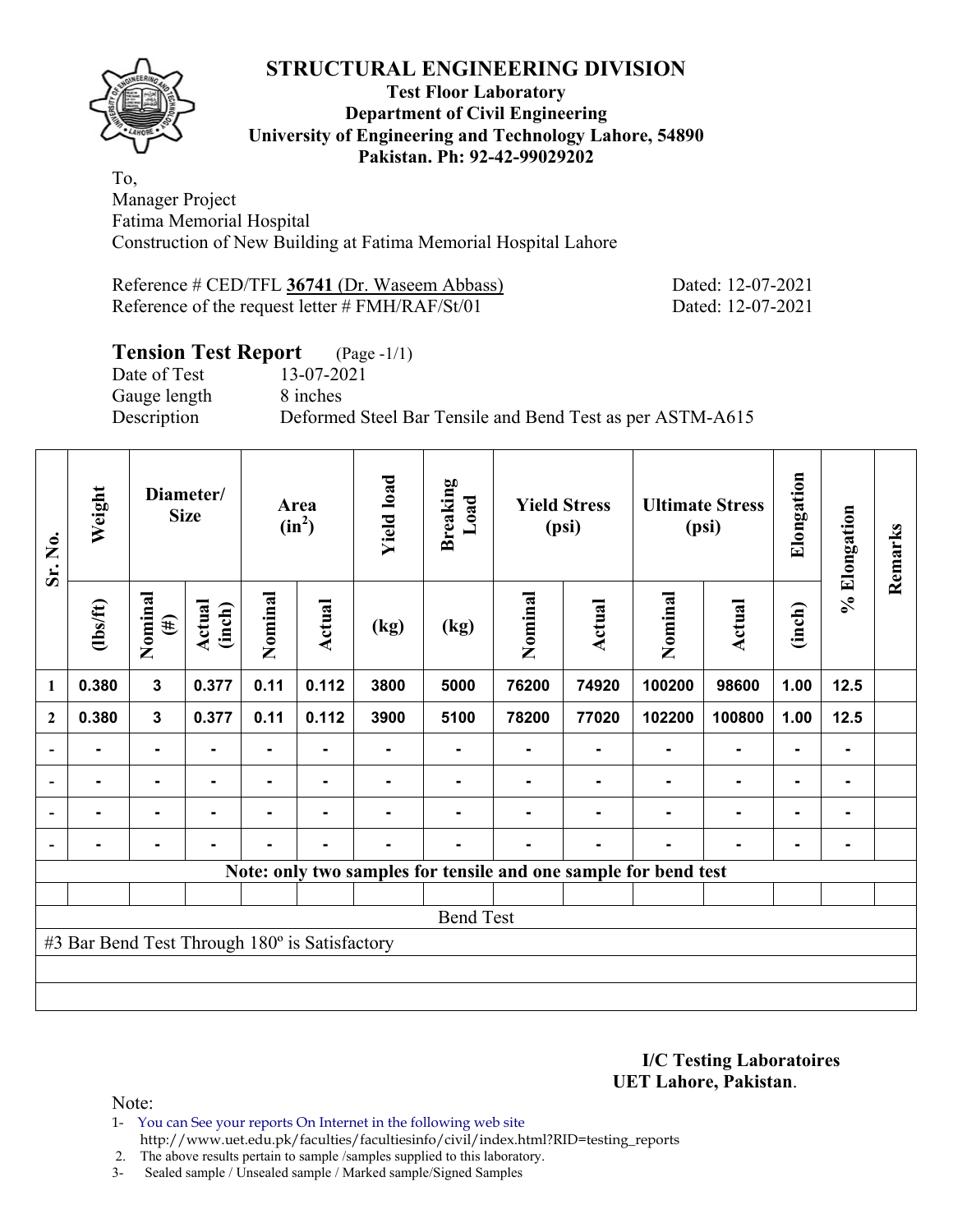# STRUCTURAL ENGINEERING DIVISION

**Test Floor Laboratory**
**Department of Civil Engineering**
**University of Engineering and Technology Lahore, 54890**
**Pakistan. Ph: 92-42-99029202**

To,
Manager Project
Fatima Memorial Hospital
Construction of New Building at Fatima Memorial Hospital Lahore

Reference # CED/TFL **36741** (Dr. Waseem Abbass) Dated: 12-07-2021
Reference of the request letter # FMH/RAF/St/01 Dated: 12-07-2021

## Tension Test Report (Page -1/1)

Date of Test 13-07-2021
Gauge length 8 inches
Description Deformed Steel Bar Tensile and Bend Test as per ASTM-A615

| Sr. No. | Weight | Diameter/ Size | | Area ($in^2$) | | Yield load | Breaking Load | Yield Stress (psi) | | Ultimate Stress (psi) | | Elongation | % Elongation | Remarks |
|---|---|---|---|---|---|---|---|---|---|---|---|---|---|---|
| | (lbs/ft) | Nominal (#) | Actual (inch) | Nominal | Actual | (kg) | (kg) | Nominal | Actual | Nominal | Actual | (inch) | | |
| 1 | 0.380 | 3 | 0.377 | 0.11 | 0.112 | 3800 | 5000 | 76200 | 74920 | 100200 | 98600 | 1.00 | 12.5 | |
| 2 | 0.380 | 3 | 0.377 | 0.11 | 0.112 | 3900 | 5100 | 78200 | 77020 | 102200 | 100800 | 1.00 | 12.5 | |
| - | - | - | - | - | - | - | - | - | - | - | - | - | - | |
| - | - | - | - | - | - | - | - | - | - | - | - | - | - | |
| - | - | - | - | - | - | - | - | - | - | - | - | - | - | |
| - | - | - | - | - | - | - | - | - | - | - | - | - | - | |

**Note: only two samples for tensile and one sample for bend test**

Bend Test

#3 Bar Bend Test Through 180º is Satisfactory

**I/C Testing Laboratoires**
**UET Lahore, Pakistan**.

Note:
1- You can See your reports On Internet in the following web site
http://www.uet.edu.pk/faculties/facultiesinfo/civil/index.html?RID=testing_reports
2. The above results pertain to sample /samples supplied to this laboratory.
3- Sealed sample / Unsealed sample / Marked sample/Signed Samples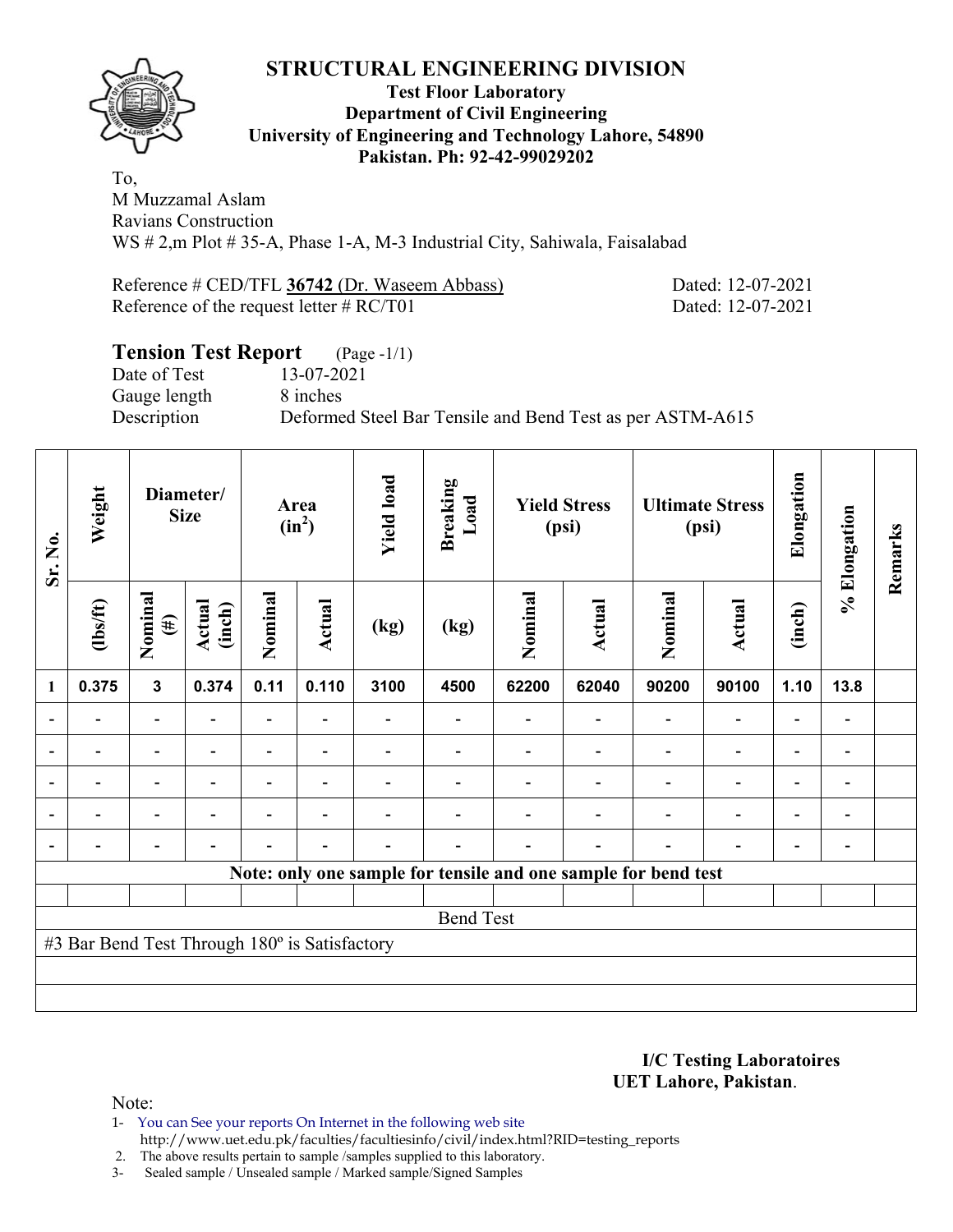# STRUCTURAL ENGINEERING DIVISION

**Test Floor Laboratory**
**Department of Civil Engineering**
**University of Engineering and Technology Lahore, 54890**
**Pakistan. Ph: 92-42-99029202**

To,
M Muzzamal Aslam
Ravians Construction
WS # 2,m Plot # 35-A, Phase 1-A, M-3 Industrial City, Sahiwala, Faisalabad

Reference # CED/TFL **36742** (Dr. Waseem Abbass) Dated: 12-07-2021
Reference of the request letter # RC/T01 Dated: 12-07-2021

## Tension Test Report (Page -1/1)

Date of Test 13-07-2021
Gauge length 8 inches
Description Deformed Steel Bar Tensile and Bend Test as per ASTM-A615

| Sr. No. | Weight | Diameter/ Size | | Area ($in^2$) | | Yield load | Breaking Load | Yield Stress (psi) | | Ultimate Stress (psi) | | Elongation | % Elongation | Remarks |
|---|---|---|---|---|---|---|---|---|---|---|---|---|---|---|
| | (lbs/ft) | Nominal (#) | Actual (inch) | Nominal | Actual | (kg) | (kg) | Nominal | Actual | Nominal | Actual | (inch) | | |
| 1 | 0.375 | 3 | 0.374 | 0.11 | 0.110 | 3100 | 4500 | 62200 | 62040 | 90200 | 90100 | 1.10 | 13.8 | |
| - | - | - | - | - | - | - | - | - | - | - | - | - | - | |
| - | - | - | - | - | - | - | - | - | - | - | - | - | - | |
| - | - | - | - | - | - | - | - | - | - | - | - | - | - | |
| - | - | - | - | - | - | - | - | - | - | - | - | - | - | |
| - | - | - | - | - | - | - | - | - | - | - | - | - | - | |
| **Note: only one sample for tensile and one sample for bend test** | | | | | | | | | | | | | | |
| | | | | | | | | | | | | | | |
| Bend Test | | | | | | | | | | | | | | |
| #3 Bar Bend Test Through 180º is Satisfactory | | | | | | | | | | | | | | |

**I/C Testing Laboratoires**
**UET Lahore, Pakistan**.

Note:
1- You can See your reports On Internet in the following web site
http://www.uet.edu.pk/faculties/facultiesinfo/civil/index.html?RID=testing_reports
2. The above results pertain to sample /samples supplied to this laboratory.
3- Sealed sample / Unsealed sample / Marked sample/Signed Samples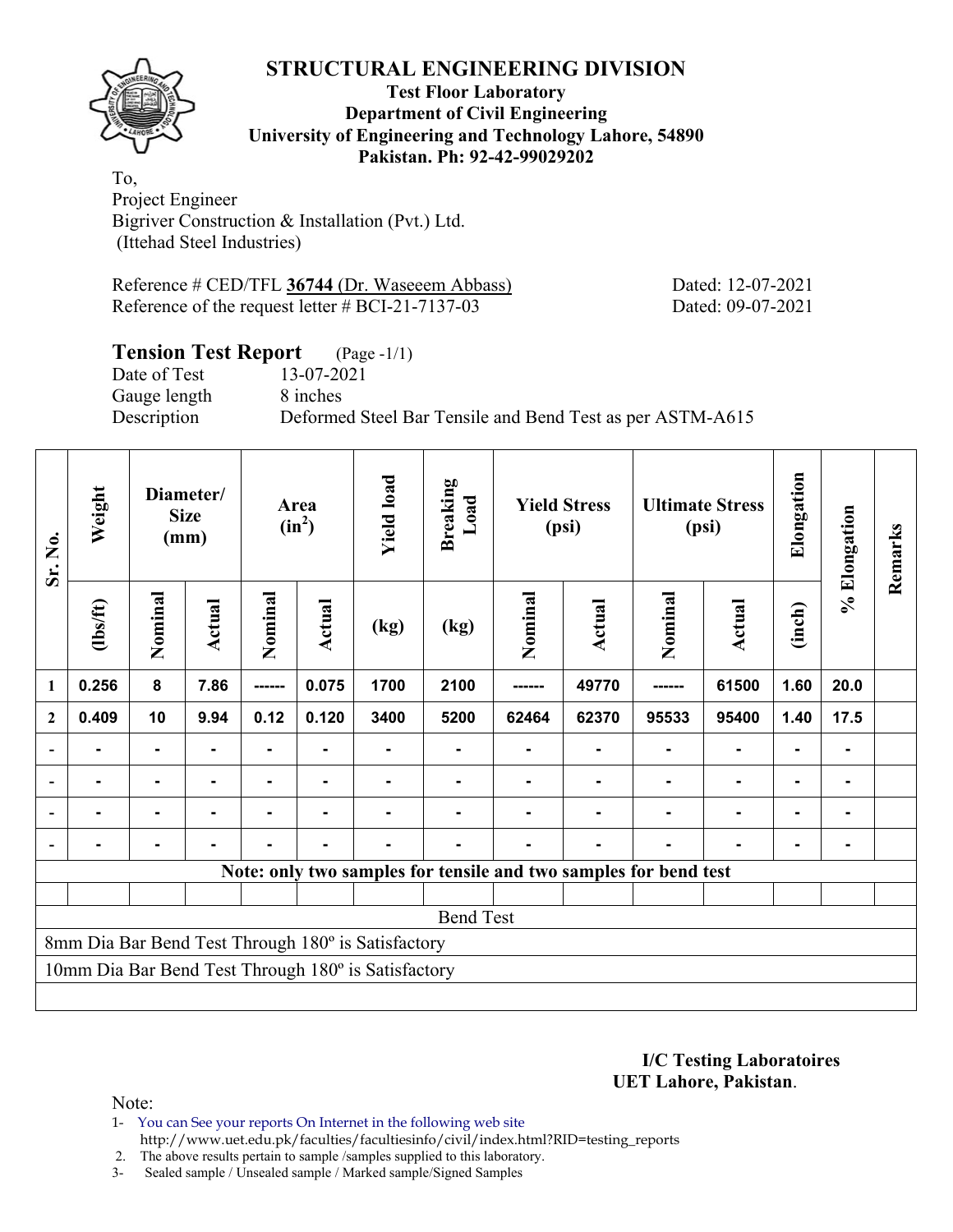# STRUCTURAL ENGINEERING DIVISION

**Test Floor Laboratory**
**Department of Civil Engineering**
**University of Engineering and Technology Lahore, 54890**
**Pakistan. Ph: 92-42-99029202**

To,
Project Engineer
Bigriver Construction & Installation (Pvt.) Ltd.
(Ittehad Steel Industries)

Reference # CED/TFL **36744** (Dr. Waseeem Abbass) Dated: 12-07-2021
Reference of the request letter # BCI-21-7137-03 Dated: 09-07-2021

## Tension Test Report (Page -1/1)

Date of Test 13-07-2021
Gauge length 8 inches
Description Deformed Steel Bar Tensile and Bend Test as per ASTM-A615

| Sr. No. | Weight | Diameter/ Size (mm) | | Area ($in^2$) | | Yield load | Breaking Load | Yield Stress (psi) | | Ultimate Stress (psi) | | Elongation | % Elongation | Remarks |
|---|---|---|---|---|---|---|---|---|---|---|---|---|---|---|
| | (lbs/ft) | Nominal | Actual | Nominal | Actual | (kg) | (kg) | Nominal | Actual | Nominal | Actual | (inch) | | |
| 1 | 0.256 | 8 | 7.86 | ------ | 0.075 | 1700 | 2100 | ------ | 49770 | ------ | 61500 | 1.60 | 20.0 | |
| 2 | 0.409 | 10 | 9.94 | 0.12 | 0.120 | 3400 | 5200 | 62464 | 62370 | 95533 | 95400 | 1.40 | 17.5 | |
| - | - | - | - | - | - | - | - | - | - | - | - | - | - | |
| - | - | - | - | - | - | - | - | - | - | - | - | - | - | |
| - | - | - | - | - | - | - | - | - | - | - | - | - | - | |
| - | - | - | - | - | - | - | - | - | - | - | - | - | - | |

**Note: only two samples for tensile and two samples for bend test**

Bend Test

8mm Dia Bar Bend Test Through 180º is Satisfactory

10mm Dia Bar Bend Test Through 180º is Satisfactory

**I/C Testing Laboratoires**
**UET Lahore, Pakistan**.

Note:

1- You can See your reports On Internet in the following web site
http://www.uet.edu.pk/faculties/facultiesinfo/civil/index.html?RID=testing_reports
2. The above results pertain to sample /samples supplied to this laboratory.
3- Sealed sample / Unsealed sample / Marked sample/Signed Samples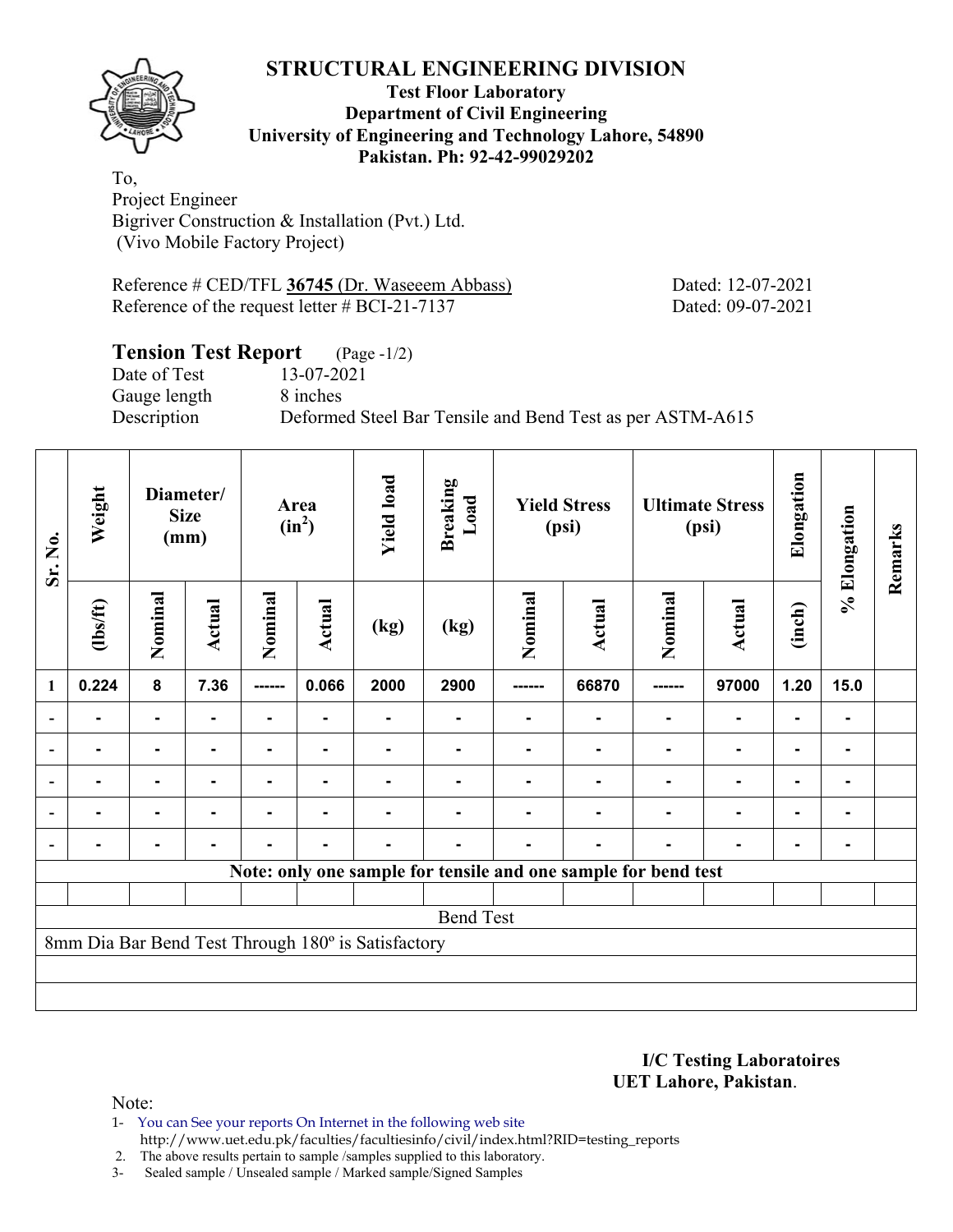# STRUCTURAL ENGINEERING DIVISION

**Test Floor Laboratory**
**Department of Civil Engineering**
**University of Engineering and Technology Lahore, 54890**
**Pakistan. Ph: 92-42-99029202**

To,
Project Engineer
Bigriver Construction & Installation (Pvt.) Ltd.
(Vivo Mobile Factory Project)

Reference # CED/TFL **36745** (Dr. Waseeem Abbass) Dated: 12-07-2021
Reference of the request letter # BCI-21-7137 Dated: 09-07-2021

## Tension Test Report (Page -1/2)

Date of Test 13-07-2021
Gauge length 8 inches
Description Deformed Steel Bar Tensile and Bend Test as per ASTM-A615

| Sr. No. | Weight | Diameter/ Size (mm) | | Area ($in^2$) | | Yield load | Breaking Load | Yield Stress (psi) | | Ultimate Stress (psi) | | Elongation | % Elongation | Remarks |
|---|---|---|---|---|---|---|---|---|---|---|---|---|---|---|
| | (lbs/ft) | Nominal | Actual | Nominal | Actual | (kg) | (kg) | Nominal | Actual | Nominal | Actual | (inch) | | |
| **1** | **0.224** | **8** | **7.36** | **------** | **0.066** | **2000** | **2900** | **------** | **66870** | **------** | **97000** | **1.20** | **15.0** | |
| - | - | - | - | - | - | - | - | - | - | - | - | - | - | |
| - | - | - | - | - | - | - | - | - | - | - | - | - | - | |
| - | - | - | - | - | - | - | - | - | - | - | - | - | - | |
| - | - | - | - | - | - | - | - | - | - | - | - | - | - | |
| - | - | - | - | - | - | - | - | - | - | - | - | - | - | |

**Note: only one sample for tensile and one sample for bend test**

Bend Test

8mm Dia Bar Bend Test Through 180º is Satisfactory

**I/C Testing Laboratoires**
**UET Lahore, Pakistan**.

Note:
1- You can See your reports On Internet in the following web site
http://www.uet.edu.pk/faculties/facultiesinfo/civil/index.html?RID=testing_reports
2. The above results pertain to sample /samples supplied to this laboratory.
3- Sealed sample / Unsealed sample / Marked sample/Signed Samples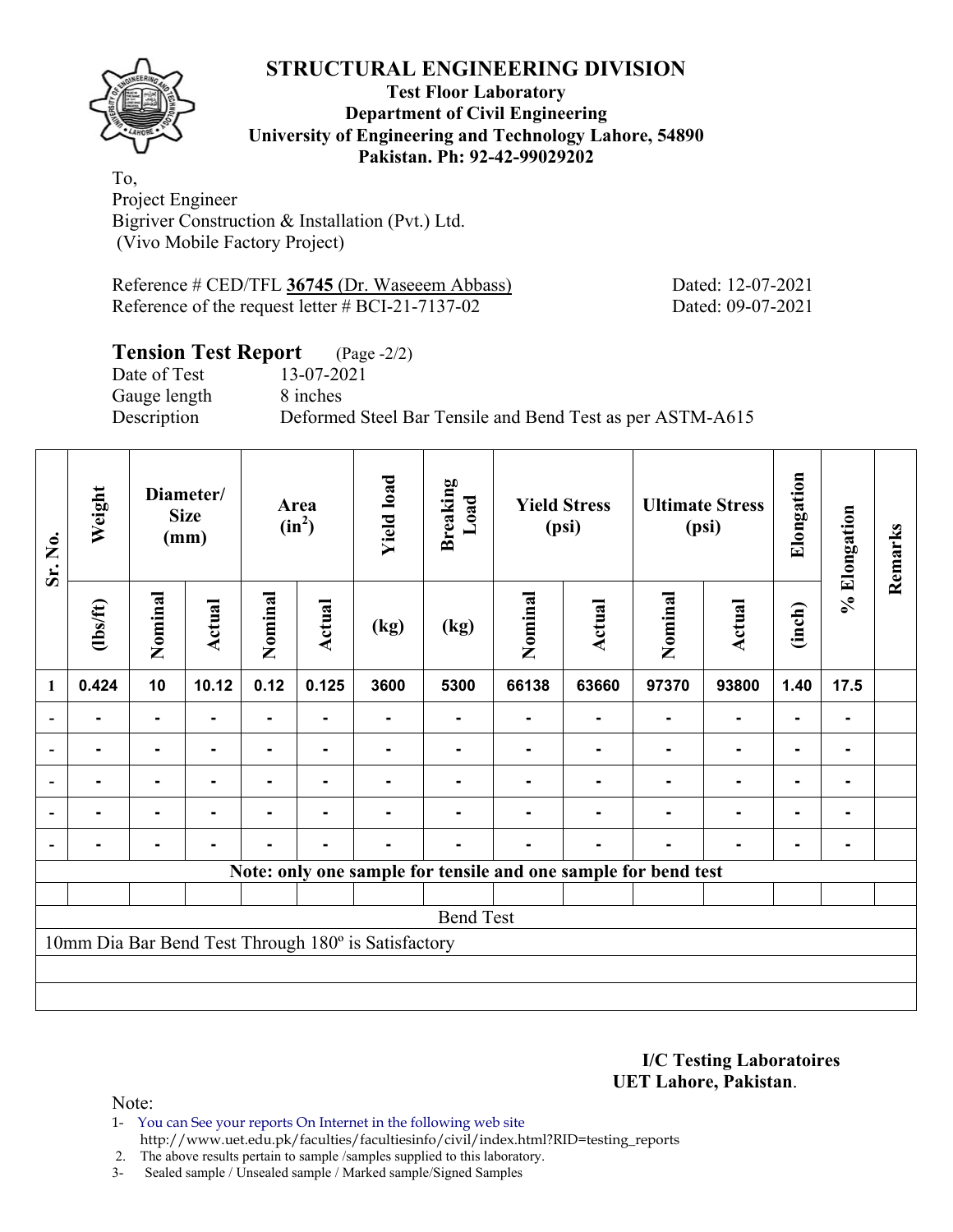## STRUCTURAL ENGINEERING DIVISION

**Test Floor Laboratory**
**Department of Civil Engineering**
**University of Engineering and Technology Lahore, 54890**
**Pakistan. Ph: 92-42-99029202**

To,
Project Engineer
Bigriver Construction & Installation (Pvt.) Ltd.
(Vivo Mobile Factory Project)

Reference # CED/TFL **36745** (Dr. Waseeem Abbass) Dated: 12-07-2021
Reference of the request letter # BCI-21-7137-02 Dated: 09-07-2021

### Tension Test Report (Page -2/2)

Date of Test 13-07-2021
Gauge length 8 inches
Description Deformed Steel Bar Tensile and Bend Test as per ASTM-A615

| Sr. No. | Weight | Diameter/ Size (mm) | | Area ($in^2$) | | Yield load | Breaking Load | Yield Stress (psi) | | Ultimate Stress (psi) | | Elongation | % Elongation | Remarks |
|---|---|---|---|---|---|---|---|---|---|---|---|---|---|---|
| | (lbs/ft) | Nominal | Actual | Nominal | Actual | (kg) | (kg) | Nominal | Actual | Nominal | Actual | (inch) | | |
| 1 | 0.424 | 10 | 10.12 | 0.12 | 0.125 | 3600 | 5300 | 66138 | 63660 | 97370 | 93800 | 1.40 | 17.5 | |
| - | - | - | - | - | - | - | - | - | - | - | - | - | - | |
| - | - | - | - | - | - | - | - | - | - | - | - | - | - | |
| - | - | - | - | - | - | - | - | - | - | - | - | - | - | |
| - | - | - | - | - | - | - | - | - | - | - | - | - | - | |
| - | - | - | - | - | - | - | - | - | - | - | - | - | - | |
| **Note: only one sample for tensile and one sample for bend test** | | | | | | | | | | | | | | |
| Bend Test | | | | | | | | | | | | | | |
| 10mm Dia Bar Bend Test Through 180º is Satisfactory | | | | | | | | | | | | | | |

**I/C Testing Laboratoires**
**UET Lahore, Pakistan**.

Note:
1- You can See your reports On Internet in the following web site
http://www.uet.edu.pk/faculties/facultiesinfo/civil/index.html?RID=testing_reports
2. The above results pertain to sample /samples supplied to this laboratory.
3- Sealed sample / Unsealed sample / Marked sample/Signed Samples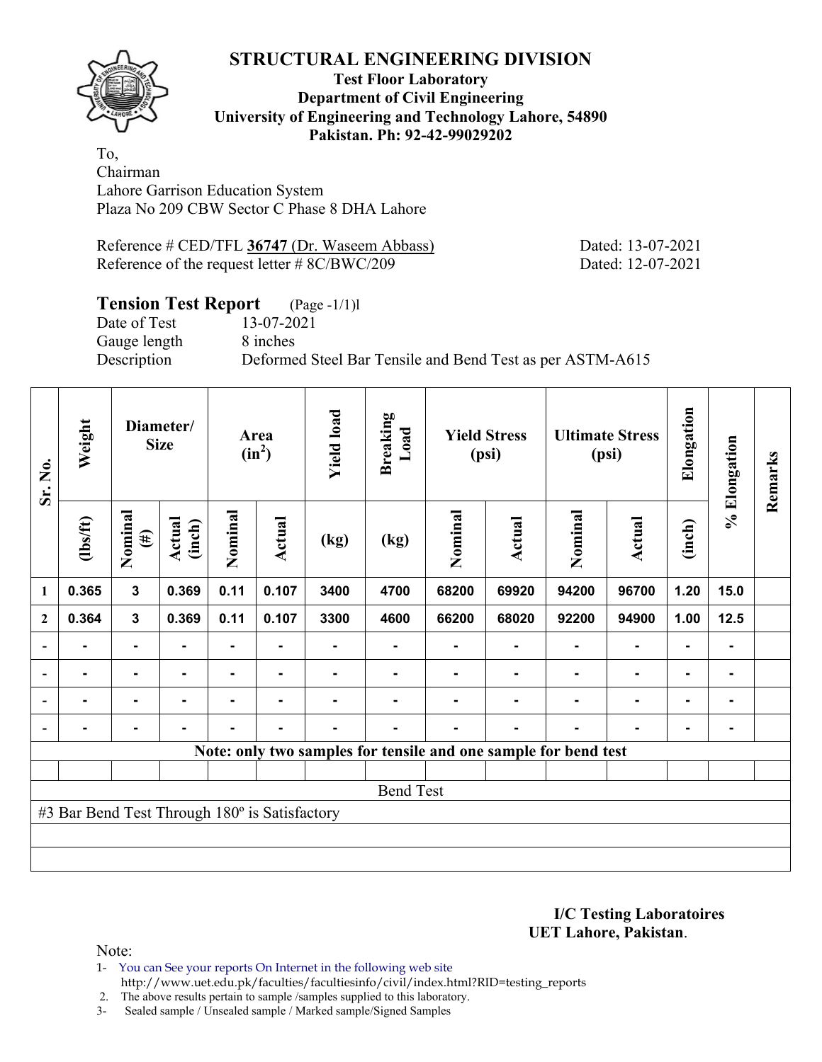# STRUCTURAL ENGINEERING DIVISION

**Test Floor Laboratory**
**Department of Civil Engineering**
**University of Engineering and Technology Lahore, 54890**
**Pakistan. Ph: 92-42-99029202**

To,
Chairman
Lahore Garrison Education System
Plaza No 209 CBW Sector C Phase 8 DHA Lahore

Reference # CED/TFL **36747** (Dr. Waseem Abbass) Dated: 13-07-2021
Reference of the request letter # 8C/BWC/209 Dated: 12-07-2021

## Tension Test Report (Page -1/1)l

Date of Test 13-07-2021
Gauge length 8 inches
Description Deformed Steel Bar Tensile and Bend Test as per ASTM-A615

| Sr. No. | Weight | Diameter/ Size | | Area ($in^2$) | | Yield load | Breaking Load | Yield Stress (psi) | | Ultimate Stress (psi) | | Elongation | % Elongation | Remarks |
|---|---|---|---|---|---|---|---|---|---|---|---|---|---|---|
| | (lbs/ft) | Nominal (#) | Actual (inch) | Nominal | Actual | (kg) | (kg) | Nominal | Actual | Nominal | Actual | (inch) | | |
| 1 | 0.365 | 3 | 0.369 | 0.11 | 0.107 | 3400 | 4700 | 68200 | 69920 | 94200 | 96700 | 1.20 | 15.0 | |
| 2 | 0.364 | 3 | 0.369 | 0.11 | 0.107 | 3300 | 4600 | 66200 | 68020 | 92200 | 94900 | 1.00 | 12.5 | |
| - | - | - | - | - | - | - | - | - | - | - | - | - | - | |
| - | - | - | - | - | - | - | - | - | - | - | - | - | - | |
| - | - | - | - | - | - | - | - | - | - | - | - | - | - | |
| - | - | - | - | - | - | - | - | - | - | - | - | - | - | |

**Note: only two samples for tensile and one sample for bend test**

Bend Test

#3 Bar Bend Test Through 180º is Satisfactory

**I/C Testing Laboratoires**
**UET Lahore, Pakistan**.

Note:
1- You can See your reports On Internet in the following web site
http://www.uet.edu.pk/faculties/facultiesinfo/civil/index.html?RID=testing_reports
2. The above results pertain to sample /samples supplied to this laboratory.
3- Sealed sample / Unsealed sample / Marked sample/Signed Samples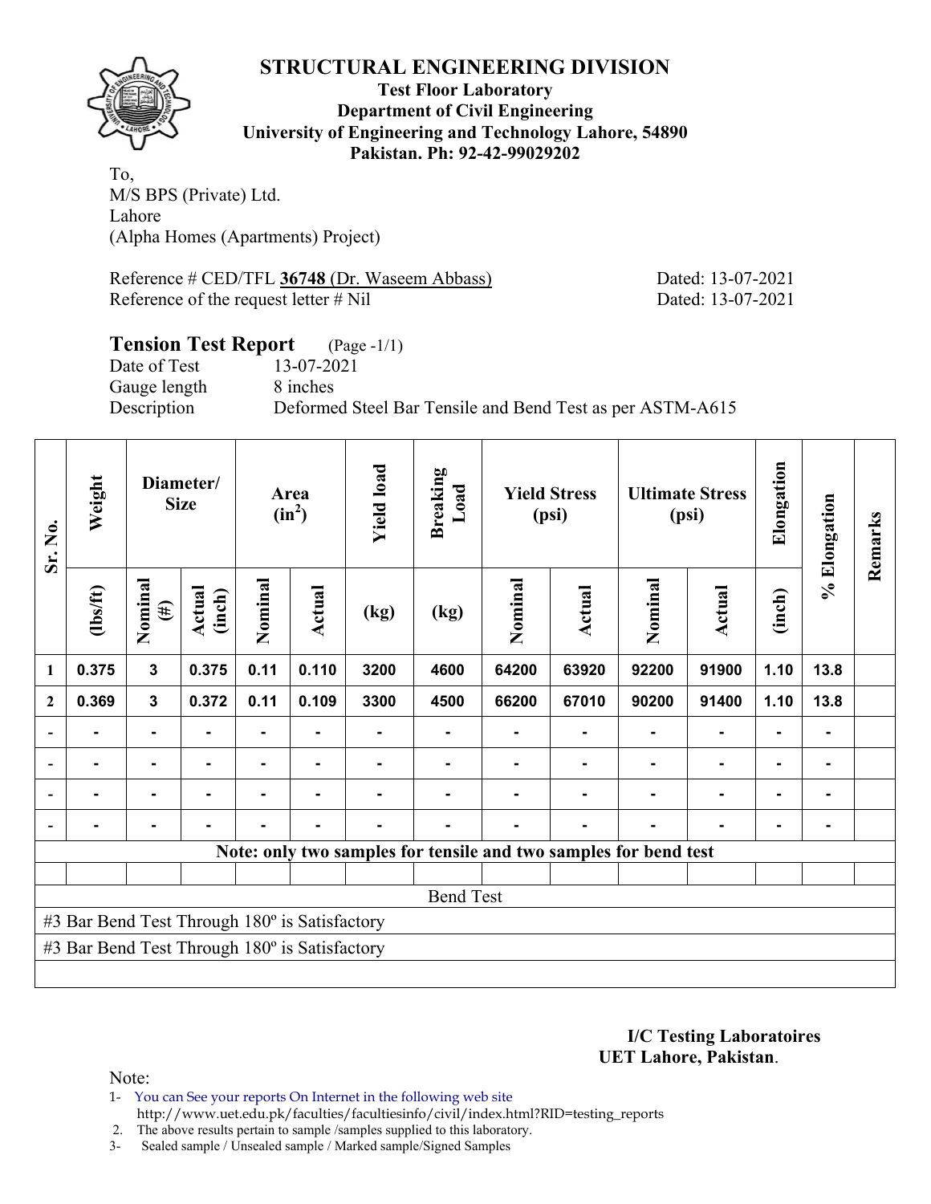# STRUCTURAL ENGINEERING DIVISION

**Test Floor Laboratory**
**Department of Civil Engineering**
**University of Engineering and Technology Lahore, 54890**
**Pakistan. Ph: 92-42-99029202**

To,
M/S BPS (Private) Ltd.
Lahore
(Alpha Homes (Apartments) Project)

Reference # CED/TFL **36748** (Dr. Waseem Abbass) Dated: 13-07-2021
Reference of the request letter # Nil Dated: 13-07-2021

## Tension Test Report (Page -1/1)

Date of Test 13-07-2021
Gauge length 8 inches
Description Deformed Steel Bar Tensile and Bend Test as per ASTM-A615

| Sr. No. | Weight | Diameter/ Size | | Area ($in^2$) | | Yield load | Breaking Load | Yield Stress (psi) | | Ultimate Stress (psi) | | Elongation | % Elongation | Remarks |
|---|---|---|---|---|---|---|---|---|---|---|---|---|---|---|
| | (lbs/ft) | Nominal (#) | Actual (inch) | Nominal | Actual | (kg) | (kg) | Nominal | Actual | Nominal | Actual | (inch) | | |
| 1 | 0.375 | 3 | 0.375 | 0.11 | 0.110 | 3200 | 4600 | 64200 | 63920 | 92200 | 91900 | 1.10 | 13.8 | |
| 2 | 0.369 | 3 | 0.372 | 0.11 | 0.109 | 3300 | 4500 | 66200 | 67010 | 90200 | 91400 | 1.10 | 13.8 | |
| - | - | - | - | - | - | - | - | - | - | - | - | - | - | |
| - | - | - | - | - | - | - | - | - | - | - | - | - | - | |
| - | - | - | - | - | - | - | - | - | - | - | - | - | - | |
| - | - | - | - | - | - | - | - | - | - | - | - | - | - | |
| **Note: only two samples for tensile and two samples for bend test** | | | | | | | | | | | | | | |
| Bend Test | | | | | | | | | | | | | | |
| #3 Bar Bend Test Through 180º is Satisfactory | | | | | | | | | | | | | | |
| #3 Bar Bend Test Through 180º is Satisfactory | | | | | | | | | | | | | | |

**I/C Testing Laboratoires**
**UET Lahore, Pakistan.**

Note:
1- You can See your reports On Internet in the following web site
http://www.uet.edu.pk/faculties/facultiesinfo/civil/index.html?RID=testing_reports
2. The above results pertain to sample /samples supplied to this laboratory.
3- Sealed sample / Unsealed sample / Marked sample/Signed Samples